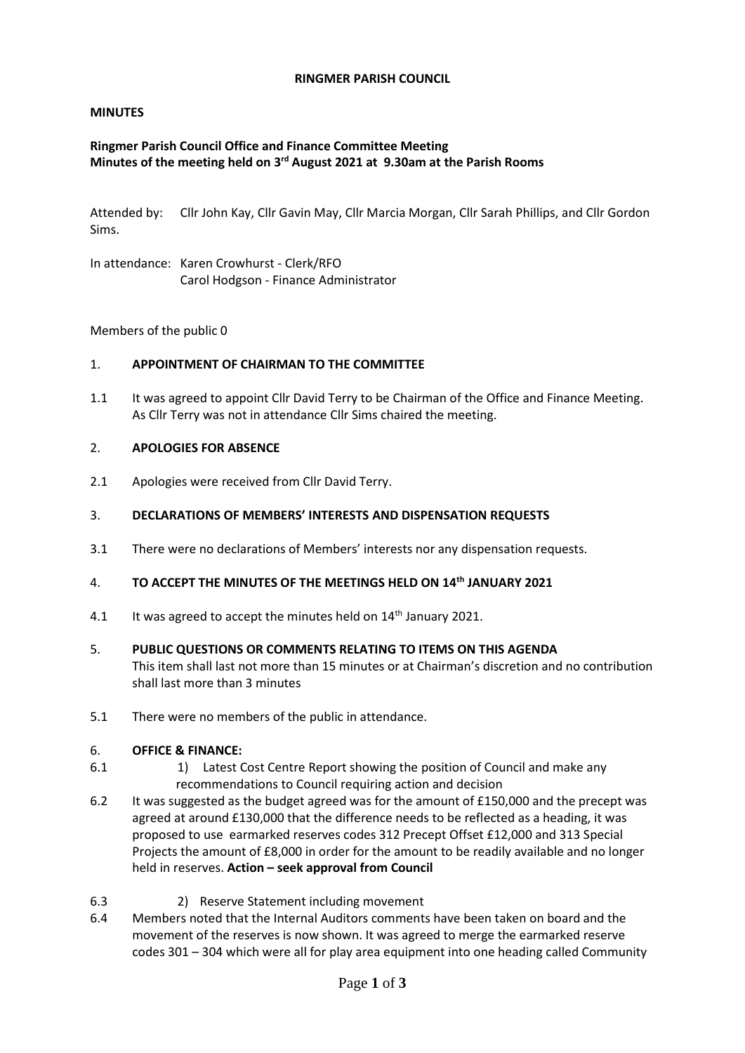**RINGMER PARISH COUNCIL**

**MINUTES**

**Ringmer Parish Council Office and Finance Committee Meeting**
**Minutes of the meeting held on 3rd August 2021 at 9.30am at the Parish Rooms**

Attended by: Cllr John Kay, Cllr Gavin May, Cllr Marcia Morgan, Cllr Sarah Phillips, and Cllr Gordon Sims.

In attendance: Karen Crowhurst - Clerk/RFO
Carol Hodgson - Finance Administrator

Members of the public 0

1. **APPOINTMENT OF CHAIRMAN TO THE COMMITTEE**

1.1 It was agreed to appoint Cllr David Terry to be Chairman of the Office and Finance Meeting. As Cllr Terry was not in attendance Cllr Sims chaired the meeting.

2. **APOLOGIES FOR ABSENCE**

2.1 Apologies were received from Cllr David Terry.

3. **DECLARATIONS OF MEMBERS' INTERESTS AND DISPENSATION REQUESTS**

3.1 There were no declarations of Members' interests nor any dispensation requests.

4. **TO ACCEPT THE MINUTES OF THE MEETINGS HELD ON 14th JANUARY 2021**

4.1 It was agreed to accept the minutes held on 14th January 2021.

5. **PUBLIC QUESTIONS OR COMMENTS RELATING TO ITEMS ON THIS AGENDA**
This item shall last not more than 15 minutes or at Chairman's discretion and no contribution shall last more than 3 minutes

5.1 There were no members of the public in attendance.

6. **OFFICE & FINANCE:**

6.1 1) Latest Cost Centre Report showing the position of Council and make any recommendations to Council requiring action and decision

6.2 It was suggested as the budget agreed was for the amount of £150,000 and the precept was agreed at around £130,000 that the difference needs to be reflected as a heading, it was proposed to use earmarked reserves codes 312 Precept Offset £12,000 and 313 Special Projects the amount of £8,000 in order for the amount to be readily available and no longer held in reserves. **Action – seek approval from Council**

6.3 2) Reserve Statement including movement

6.4 Members noted that the Internal Auditors comments have been taken on board and the movement of the reserves is now shown. It was agreed to merge the earmarked reserve codes 301 – 304 which were all for play area equipment into one heading called Community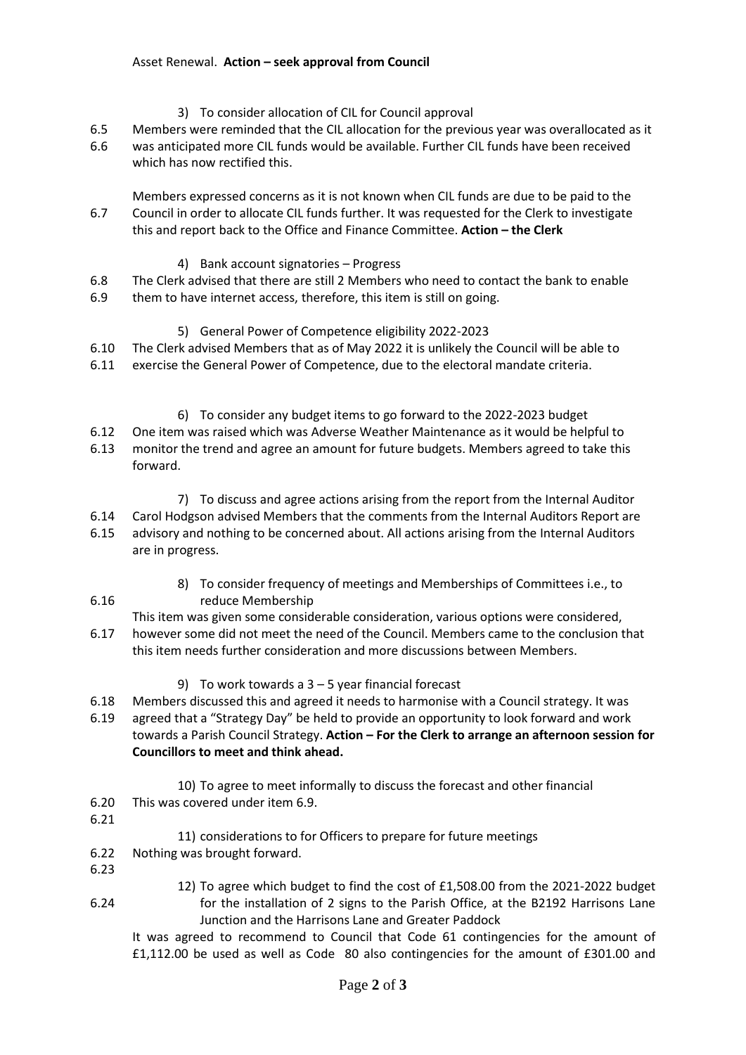Asset Renewal. **Action – seek approval from Council**

3) To consider allocation of CIL for Council approval

6.5
6.6
Members were reminded that the CIL allocation for the previous year was overallocated as it was anticipated more CIL funds would be available. Further CIL funds have been received which has now rectified this.

6.7
Members expressed concerns as it is not known when CIL funds are due to be paid to the Council in order to allocate CIL funds further. It was requested for the Clerk to investigate this and report back to the Office and Finance Committee. **Action – the Clerk**

4) Bank account signatories – Progress

6.8
6.9
The Clerk advised that there are still 2 Members who need to contact the bank to enable them to have internet access, therefore, this item is still on going.

5) General Power of Competence eligibility 2022-2023

6.10
6.11
The Clerk advised Members that as of May 2022 it is unlikely the Council will be able to exercise the General Power of Competence, due to the electoral mandate criteria.

6) To consider any budget items to go forward to the 2022-2023 budget

6.12
6.13
One item was raised which was Adverse Weather Maintenance as it would be helpful to monitor the trend and agree an amount for future budgets. Members agreed to take this forward.

7) To discuss and agree actions arising from the report from the Internal Auditor

6.14
6.15
Carol Hodgson advised Members that the comments from the Internal Auditors Report are advisory and nothing to be concerned about. All actions arising from the Internal Auditors are in progress.

6.16
8) To consider frequency of meetings and Memberships of Committees i.e., to reduce Membership

6.17
This item was given some considerable consideration, various options were considered, however some did not meet the need of the Council. Members came to the conclusion that this item needs further consideration and more discussions between Members.

9) To work towards a 3 – 5 year financial forecast

6.18
6.19
Members discussed this and agreed it needs to harmonise with a Council strategy. It was agreed that a "Strategy Day" be held to provide an opportunity to look forward and work towards a Parish Council Strategy. **Action – For the Clerk to arrange an afternoon session for Councillors to meet and think ahead.**

10) To agree to meet informally to discuss the forecast and other financial

6.20
6.21
This was covered under item 6.9.

11) considerations to for Officers to prepare for future meetings

6.22
6.23
Nothing was brought forward.

6.24
12) To agree which budget to find the cost of £1,508.00 from the 2021-2022 budget for the installation of 2 signs to the Parish Office, at the B2192 Harrisons Lane Junction and the Harrisons Lane and Greater Paddock

It was agreed to recommend to Council that Code 61 contingencies for the amount of £1,112.00 be used as well as Code 80 also contingencies for the amount of £301.00 and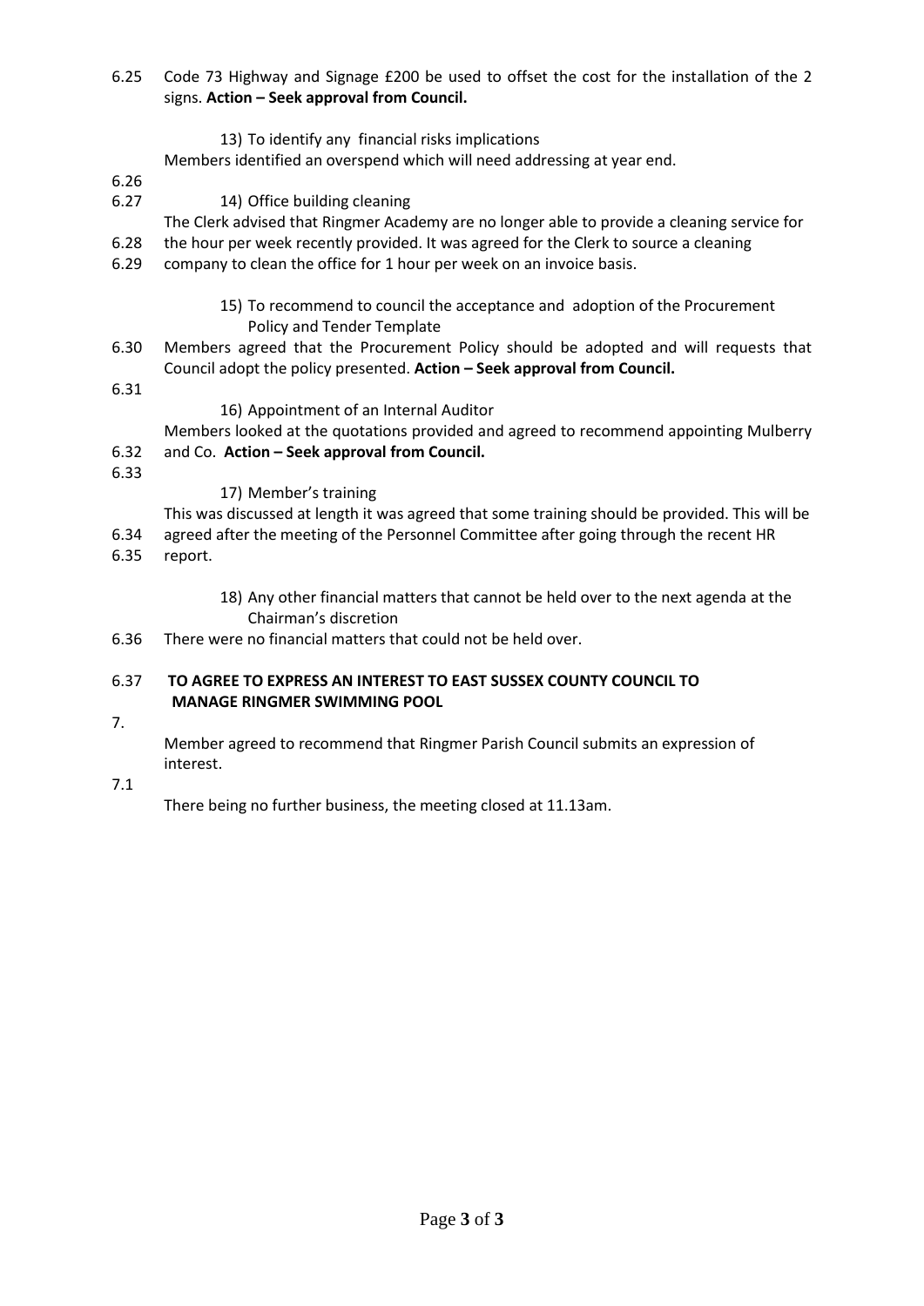6.25 Code 73 Highway and Signage £200 be used to offset the cost for the installation of the 2 signs. **Action – Seek approval from Council.**

13) To identify any financial risks implications

Members identified an overspend which will need addressing at year end.

6.26

6.27 14) Office building cleaning

The Clerk advised that Ringmer Academy are no longer able to provide a cleaning service for

6.28 the hour per week recently provided. It was agreed for the Clerk to source a cleaning

6.29 company to clean the office for 1 hour per week on an invoice basis.

15) To recommend to council the acceptance and adoption of the Procurement Policy and Tender Template

6.30 Members agreed that the Procurement Policy should be adopted and will requests that Council adopt the policy presented. **Action – Seek approval from Council.**

6.31

16) Appointment of an Internal Auditor

Members looked at the quotations provided and agreed to recommend appointing Mulberry

6.32 and Co. **Action – Seek approval from Council.**

6.33

17) Member's training

This was discussed at length it was agreed that some training should be provided. This will be

6.34 agreed after the meeting of the Personnel Committee after going through the recent HR

6.35 report.

18) Any other financial matters that cannot be held over to the next agenda at the Chairman's discretion

6.36 There were no financial matters that could not be held over.

6.37 **TO AGREE TO EXPRESS AN INTEREST TO EAST SUSSEX COUNTY COUNCIL TO MANAGE RINGMER SWIMMING POOL**

7.

Member agreed to recommend that Ringmer Parish Council submits an expression of interest.

7.1

There being no further business, the meeting closed at 11.13am.